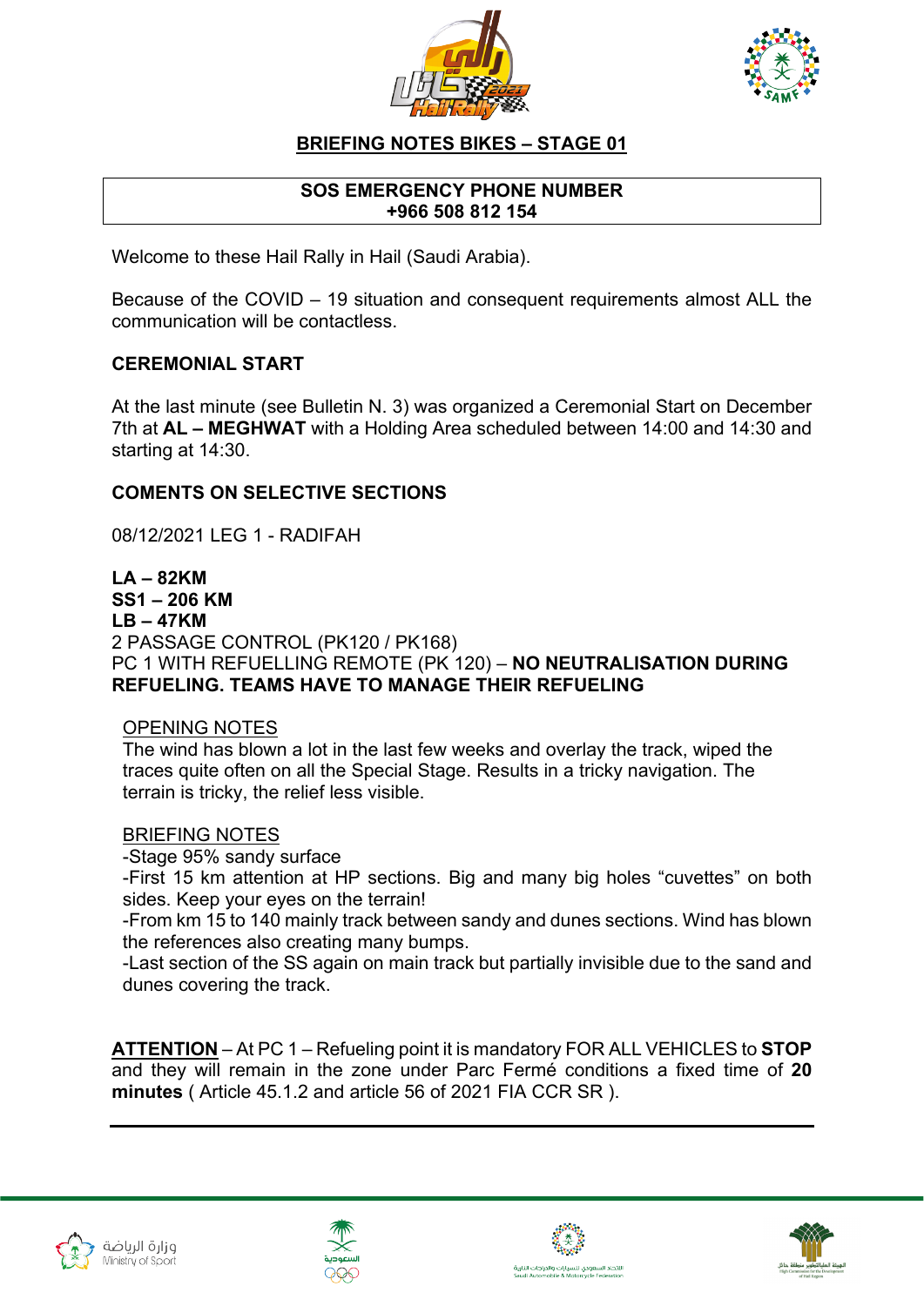# BRIEFING NOTES BIKES – STAGE 01

**SOS EMERGENCY PHONE NUMBER**
**+966 508 812 154**

Welcome to these Hail Rally in Hail (Saudi Arabia).

Because of the COVID – 19 situation and consequent requirements almost ALL the communication will be contactless.

## CEREMONIAL START

At the last minute (see Bulletin N. 3) was organized a Ceremonial Start on December 7th at **AL – MEGHWAT** with a Holding Area scheduled between 14:00 and 14:30 and starting at 14:30.

## COMENTS ON SELECTIVE SECTIONS

08/12/2021 LEG 1 - RADIFAH

**LA – 82KM**
**SS1 – 206 KM**
**LB – 47KM**
2 PASSAGE CONTROL (PK120 / PK168)
PC 1 WITH REFUELLING REMOTE (PK 120) – **NO NEUTRALISATION DURING REFUELING. TEAMS HAVE TO MANAGE THEIR REFUELING**

### OPENING NOTES

The wind has blown a lot in the last few weeks and overlay the track, wiped the traces quite often on all the Special Stage. Results in a tricky navigation. The terrain is tricky, the relief less visible.

### BRIEFING NOTES

-Stage 95% sandy surface
-First 15 km attention at HP sections. Big and many big holes "cuvettes" on both sides. Keep your eyes on the terrain!
-From km 15 to 140 mainly track between sandy and dunes sections. Wind has blown the references also creating many bumps.
-Last section of the SS again on main track but partially invisible due to the sand and dunes covering the track.

**ATTENTION** – At PC 1 – Refueling point it is mandatory FOR ALL VEHICLES to **STOP** and they will remain in the zone under Parc Fermé conditions a fixed time of **20 minutes** ( Article 45.1.2 and article 56 of 2021 FIA CCR SR ).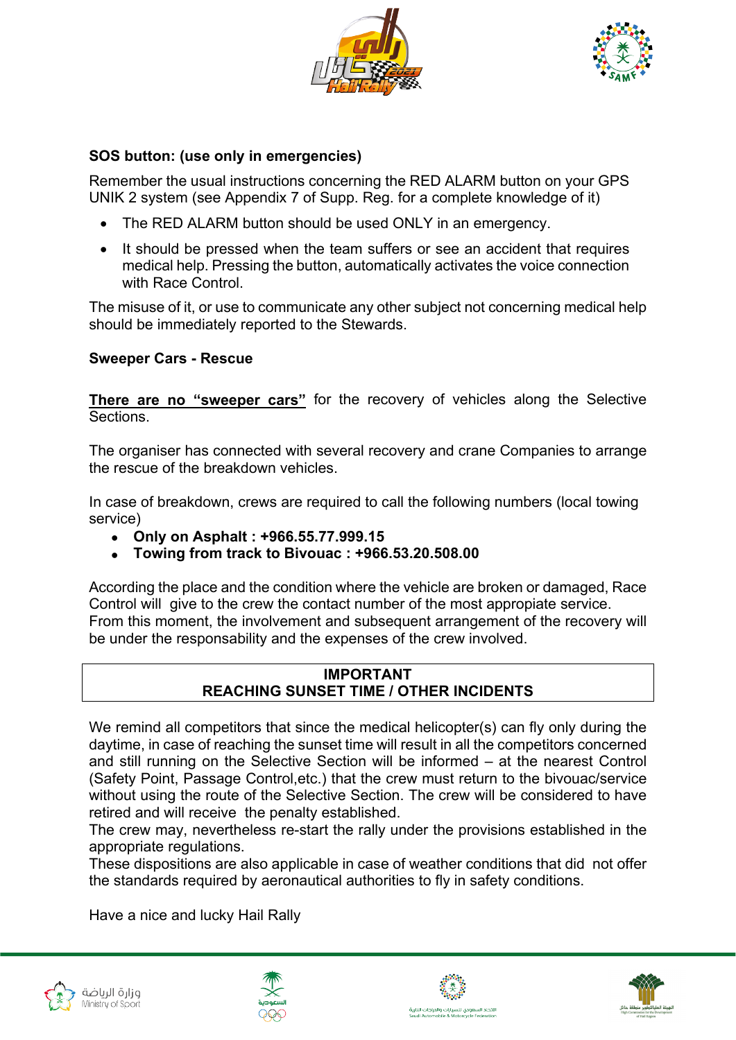**SOS button: (use only in emergencies)**

Remember the usual instructions concerning the RED ALARM button on your GPS UNIK 2 system (see Appendix 7 of Supp. Reg. for a complete knowledge of it)

- The RED ALARM button should be used ONLY in an emergency.
- It should be pressed when the team suffers or see an accident that requires medical help. Pressing the button, automatically activates the voice connection with Race Control.

The misuse of it, or use to communicate any other subject not concerning medical help should be immediately reported to the Stewards.

**Sweeper Cars - Rescue**

**There are no "sweeper cars"** for the recovery of vehicles along the Selective Sections.

The organiser has connected with several recovery and crane Companies to arrange the rescue of the breakdown vehicles.

In case of breakdown, crews are required to call the following numbers (local towing service)

- **Only on Asphalt : +966.55.77.999.15**
- **Towing from track to Bivouac : +966.53.20.508.00**

According the place and the condition where the vehicle are broken or damaged, Race Control will give to the crew the contact number of the most appropiate service.
From this moment, the involvement and subsequent arrangement of the recovery will be under the responsability and the expenses of the crew involved.

**IMPORTANT**
**REACHING SUNSET TIME / OTHER INCIDENTS**

We remind all competitors that since the medical helicopter(s) can fly only during the daytime, in case of reaching the sunset time will result in all the competitors concerned and still running on the Selective Section will be informed – at the nearest Control (Safety Point, Passage Control,etc.) that the crew must return to the bivouac/service without using the route of the Selective Section. The crew will be considered to have retired and will receive the penalty established.
The crew may, nevertheless re-start the rally under the provisions established in the appropriate regulations.
These dispositions are also applicable in case of weather conditions that did not offer the standards required by aeronautical authorities to fly in safety conditions.

Have a nice and lucky Hail Rally